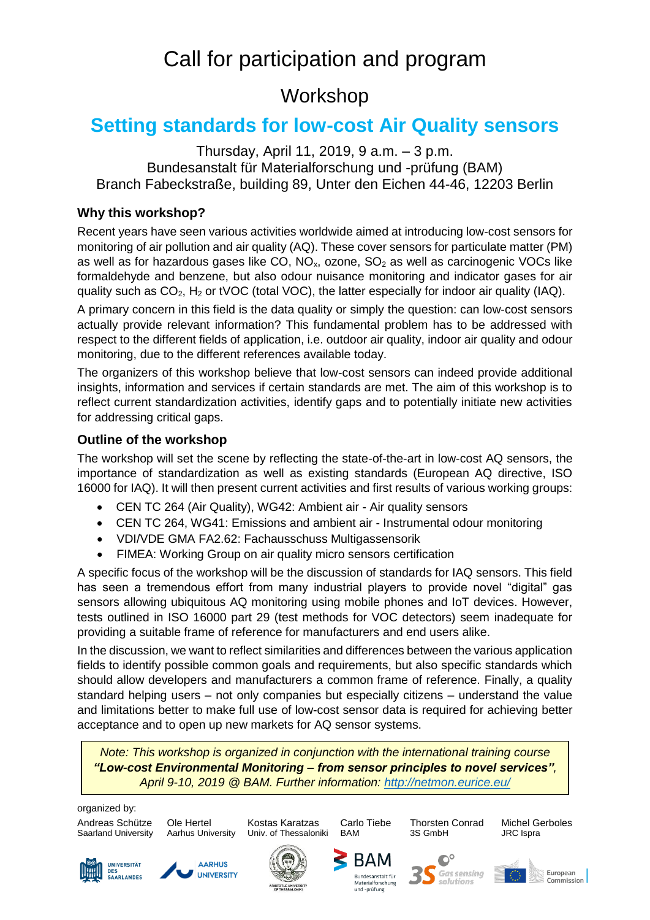# Call for participation and program

## Workshop

## Setting standards for low-cost Air Quality sensors

Thursday, April 11, 2019, 9 a.m. – 3 p.m.
Bundesanstalt für Materialforschung und -prüfung (BAM)
Branch Fabeckstraße, building 89, Unter den Eichen 44-46, 12203 Berlin

### Why this workshop?

Recent years have seen various activities worldwide aimed at introducing low-cost sensors for monitoring of air pollution and air quality (AQ). These cover sensors for particulate matter (PM) as well as for hazardous gases like CO, $NO_x$, ozone, $SO_2$ as well as carcinogenic VOCs like formaldehyde and benzene, but also odour nuisance monitoring and indicator gases for air quality such as $CO_2$, $H_2$ or tVOC (total VOC), the latter especially for indoor air quality (IAQ).

A primary concern in this field is the data quality or simply the question: can low-cost sensors actually provide relevant information? This fundamental problem has to be addressed with respect to the different fields of application, i.e. outdoor air quality, indoor air quality and odour monitoring, due to the different references available today.

The organizers of this workshop believe that low-cost sensors can indeed provide additional insights, information and services if certain standards are met. The aim of this workshop is to reflect current standardization activities, identify gaps and to potentially initiate new activities for addressing critical gaps.

### Outline of the workshop

The workshop will set the scene by reflecting the state-of-the-art in low-cost AQ sensors, the importance of standardization as well as existing standards (European AQ directive, ISO 16000 for IAQ). It will then present current activities and first results of various working groups:

- CEN TC 264 (Air Quality), WG42: Ambient air - Air quality sensors
- CEN TC 264, WG41: Emissions and ambient air - Instrumental odour monitoring
- VDI/VDE GMA FA2.62: Fachausschuss Multigassensorik
- FIMEA: Working Group on air quality micro sensors certification

A specific focus of the workshop will be the discussion of standards for IAQ sensors. This field has seen a tremendous effort from many industrial players to provide novel "digital" gas sensors allowing ubiquitous AQ monitoring using mobile phones and IoT devices. However, tests outlined in ISO 16000 part 29 (test methods for VOC detectors) seem inadequate for providing a suitable frame of reference for manufacturers and end users alike.

In the discussion, we want to reflect similarities and differences between the various application fields to identify possible common goals and requirements, but also specific standards which should allow developers and manufacturers a common frame of reference. Finally, a quality standard helping users – not only companies but especially citizens – understand the value and limitations better to make full use of low-cost sensor data is required for achieving better acceptance and to open up new markets for AQ sensor systems.

> *Note: This workshop is organized in conjunction with the international training course **"Low-cost Environmental Monitoring – from sensor principles to novel services"**, April 9-10, 2019 @ BAM. Further information: [http://netmon.eurice.eu/](http://netmon.eurice.eu/)*

organized by:

| Andreas Schütze | Ole Hertel | Kostas Karatzas | Carlo Tiebe | Thorsten Conrad | Michel Gerboles |
|---|---|---|---|---|---|
| Saarland University | Aarhus University | Univ. of Thessaloniki | BAM | 3S GmbH | JRC Ispra |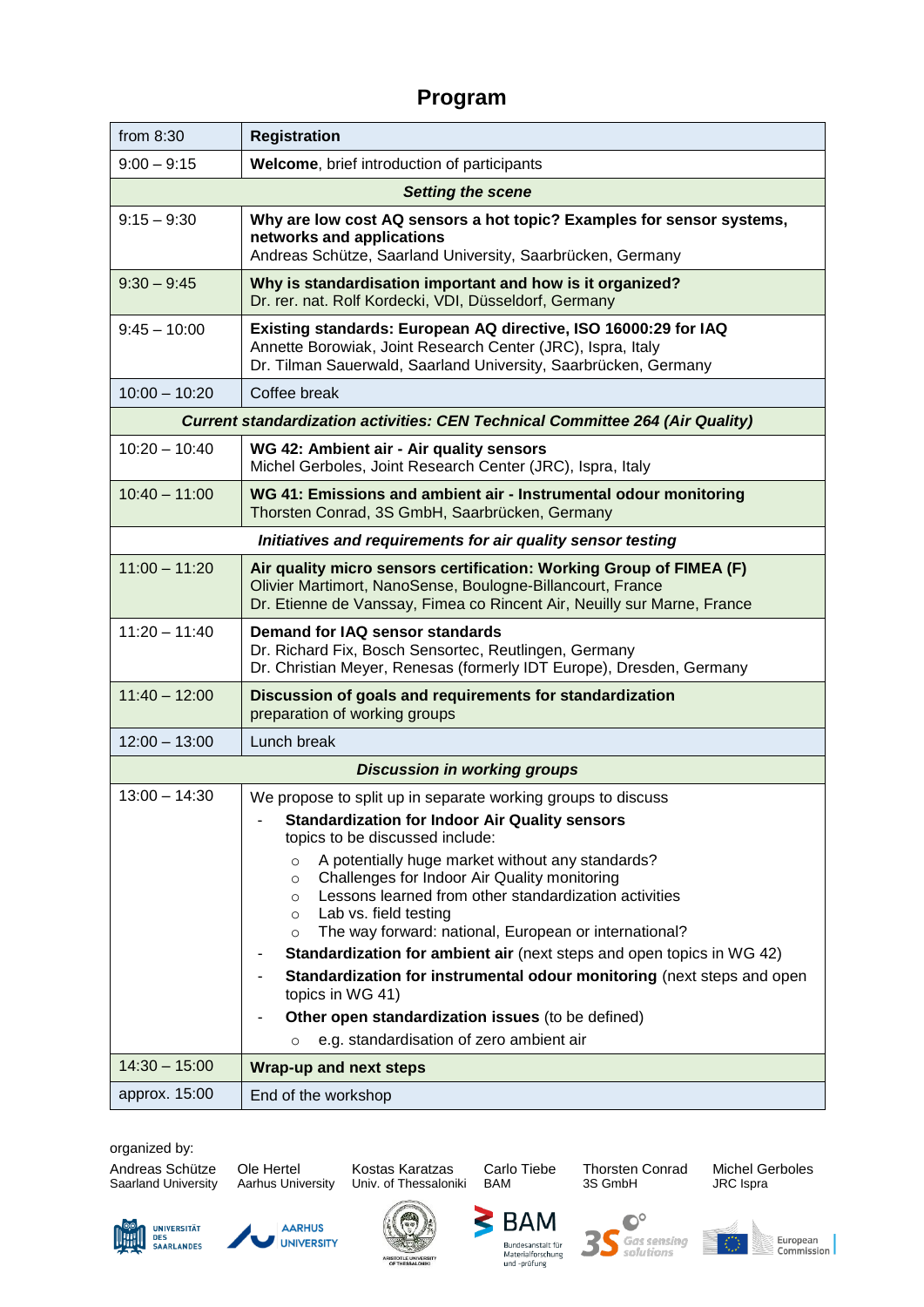# Program

| | |
|---|---|
| from 8:30 | **Registration** |
| 9:00 – 9:15 | **Welcome**, brief introduction of participants |
| ***Setting the scene*** | |
| 9:15 – 9:30 | **Why are low cost AQ sensors a hot topic? Examples for sensor systems, networks and applications**<br>Andreas Schütze, Saarland University, Saarbrücken, Germany |
| 9:30 – 9:45 | **Why is standardisation important and how is it organized?**<br>Dr. rer. nat. Rolf Kordecki, VDI, Düsseldorf, Germany |
| 9:45 – 10:00 | **Existing standards: European AQ directive, ISO 16000:29 for IAQ**<br>Annette Borowiak, Joint Research Center (JRC), Ispra, Italy<br>Dr. Tilman Sauerwald, Saarland University, Saarbrücken, Germany |
| 10:00 – 10:20 | Coffee break |
| ***Current standardization activities: CEN Technical Committee 264 (Air Quality)*** | |
| 10:20 – 10:40 | **WG 42: Ambient air - Air quality sensors**<br>Michel Gerboles, Joint Research Center (JRC), Ispra, Italy |
| 10:40 – 11:00 | **WG 41: Emissions and ambient air - Instrumental odour monitoring**<br>Thorsten Conrad, 3S GmbH, Saarbrücken, Germany |
| ***Initiatives and requirements for air quality sensor testing*** | |
| 11:00 – 11:20 | **Air quality micro sensors certification: Working Group of FIMEA (F)**<br>Olivier Martimort, NanoSense, Boulogne-Billancourt, France<br>Dr. Etienne de Vanssay, Fimea co Rincent Air, Neuilly sur Marne, France |
| 11:20 – 11:40 | **Demand for IAQ sensor standards**<br>Dr. Richard Fix, Bosch Sensortec, Reutlingen, Germany<br>Dr. Christian Meyer, Renesas (formerly IDT Europe), Dresden, Germany |
| 11:40 – 12:00 | **Discussion of goals and requirements for standardization**<br>preparation of working groups |
| 12:00 – 13:00 | Lunch break |
| ***Discussion in working groups*** | |
| 13:00 – 14:30 | We propose to split up in separate working groups to discuss<br>- **Standardization for Indoor Air Quality sensors** topics to be discussed include:<br>  ○ A potentially huge market without any standards?<br>  ○ Challenges for Indoor Air Quality monitoring<br>  ○ Lessons learned from other standardization activities<br>  ○ Lab vs. field testing<br>  ○ The way forward: national, European or international?<br>- **Standardization for ambient air** (next steps and open topics in WG 42)<br>- **Standardization for instrumental odour monitoring** (next steps and open topics in WG 41)<br>- **Other open standardization issues** (to be defined)<br>  ○ e.g. standardisation of zero ambient air |
| 14:30 – 15:00 | **Wrap-up and next steps** |
| approx. 15:00 | End of the workshop |

organized by:

Andreas Schütze, Saarland University

Ole Hertel, Aarhus University

Kostas Karatzas, Univ. of Thessaloniki

Carlo Tiebe, BAM

Thorsten Conrad, 3S GmbH

Michel Gerboles, JRC Ispra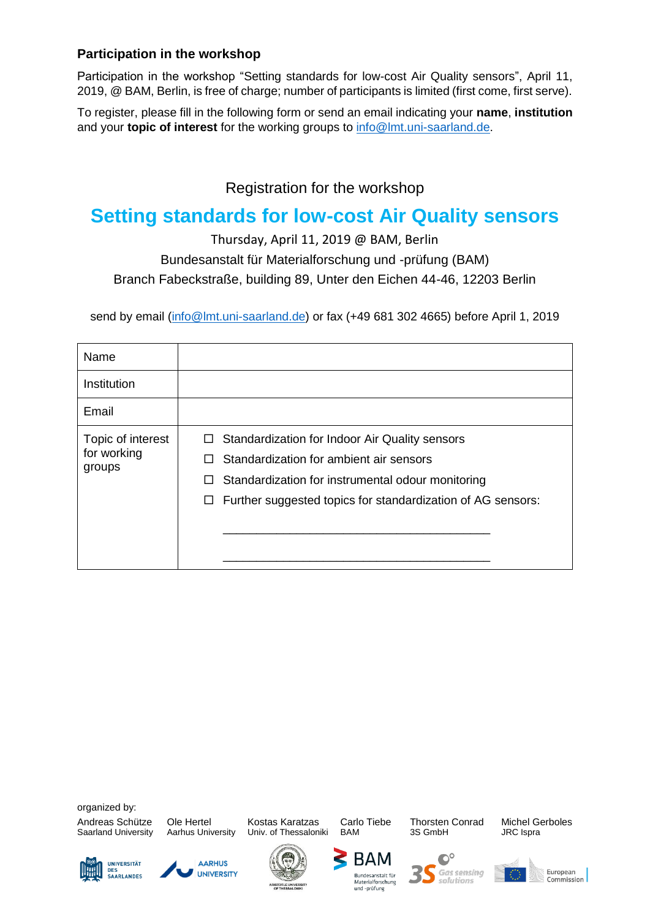### Participation in the workshop

Participation in the workshop "Setting standards for low-cost Air Quality sensors", April 11, 2019, @ BAM, Berlin, is free of charge; number of participants is limited (first come, first serve).

To register, please fill in the following form or send an email indicating your **name**, **institution** and your **topic of interest** for the working groups to info@lmt.uni-saarland.de.

Registration for the workshop

# Setting standards for low-cost Air Quality sensors

Thursday, April 11, 2019 @ BAM, Berlin

Bundesanstalt für Materialforschung und -prüfung (BAM)

Branch Fabeckstraße, building 89, Unter den Eichen 44-46, 12203 Berlin

send by email (info@lmt.uni-saarland.de) or fax (+49 681 302 4665) before April 1, 2019

| | |
|---|---|
| Name | |
| Institution | |
| Email | |
| Topic of interest for working groups | ☐ Standardization for Indoor Air Quality sensors<br>☐ Standardization for ambient air sensors<br>☐ Standardization for instrumental odour monitoring<br>☐ Further suggested topics for standardization of AG sensors:<br>\_\_\_\_\_\_\_\_\_\_\_\_\_\_\_\_\_\_\_\_\_\_\_\_\_\_\_\_\_\_\_\_\_\_\_\_\_\_\_\_<br>\_\_\_\_\_\_\_\_\_\_\_\_\_\_\_\_\_\_\_\_\_\_\_\_\_\_\_\_\_\_\_\_\_\_\_\_\_\_\_\_ |

organized by:

Andreas Schütze, Saarland University

Ole Hertel, Aarhus University

Kostas Karatzas, Univ. of Thessaloniki

Carlo Tiebe, BAM

Thorsten Conrad, 3S GmbH

Michel Gerboles, JRC Ispra